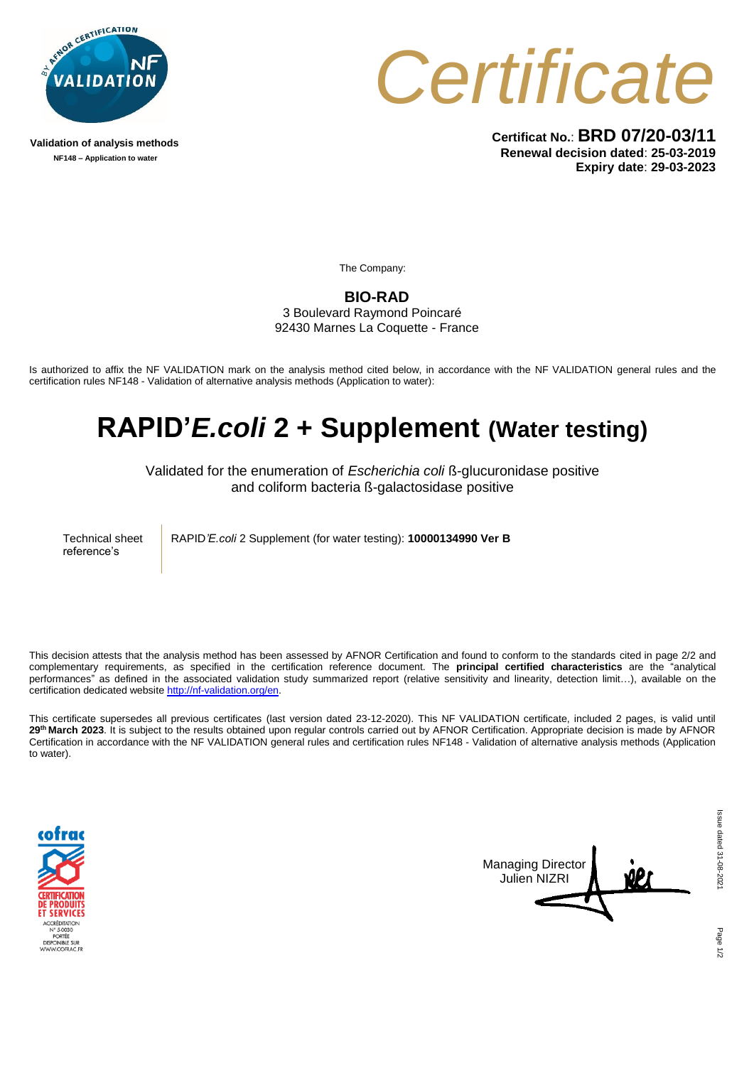Validation of analysis methods

NF148 – Application to water

# Certificate

**Certificat No.**: **BRD 07/20-03/11**
**Renewal decision dated**: **25-03-2019**
**Expiry date**: **29-03-2023**

The Company:

**BIO-RAD**
3 Boulevard Raymond Poincaré
92430 Marnes La Coquette - France

Is authorized to affix the NF VALIDATION mark on the analysis method cited below, in accordance with the NF VALIDATION general rules and the certification rules NF148 - Validation of alternative analysis methods (Application to water):

# RAPID'*E.coli* 2 + Supplement (Water testing)

Validated for the enumeration of *Escherichia coli* ß-glucuronidase positive and coliform bacteria ß-galactosidase positive

| Technical sheet reference's | RAPID'*E.coli* 2 Supplement (for water testing): **10000134990 Ver B** |
|---|---|

This decision attests that the analysis method has been assessed by AFNOR Certification and found to conform to the standards cited in page 2/2 and complementary requirements, as specified in the certification reference document. The **principal certified characteristics** are the "analytical performances" as defined in the associated validation study summarized report (relative sensitivity and linearity, detection limit…), available on the certification dedicated website http://nf-validation.org/en.

This certificate supersedes all previous certificates (last version dated 23-12-2020). This NF VALIDATION certificate, included 2 pages, is valid until **29th March 2023**. It is subject to the results obtained upon regular controls carried out by AFNOR Certification. Appropriate decision is made by AFNOR Certification in accordance with the NF VALIDATION general rules and certification rules NF148 - Validation of alternative analysis methods (Application to water).

cofrac
CERTIFICATION DE PRODUITS ET SERVICES
ACCRÉDITATION N° 5-0030
PORTÉE DISPONIBLE SUR WWW.COFRAC.FR

Managing Director
Julien NIZRI

Issue dated 31-08-2021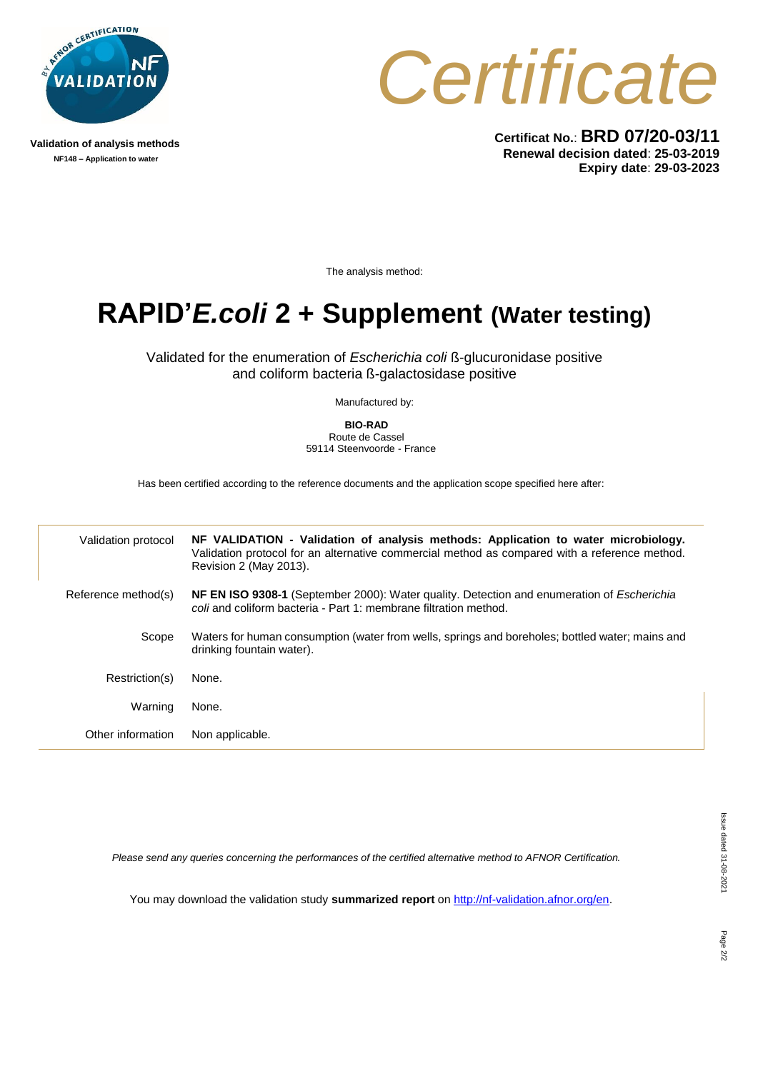Validation of analysis methods
NF148 – Application to water

# Certificate

**Certificat No.**: **BRD 07/20-03/11**
**Renewal decision dated**: **25-03-2019**
**Expiry date**: **29-03-2023**

The analysis method:

# RAPID'*E.coli* 2 + Supplement (Water testing)

Validated for the enumeration of *Escherichia coli* ß-glucuronidase positive and coliform bacteria ß-galactosidase positive

Manufactured by:

**BIO-RAD**
Route de Cassel
59114 Steenvoorde - France

Has been certified according to the reference documents and the application scope specified here after:

| | |
|---|---|
| Validation protocol | **NF VALIDATION - Validation of analysis methods: Application to water microbiology.** Validation protocol for an alternative commercial method as compared with a reference method. Revision 2 (May 2013). |
| Reference method(s) | **NF EN ISO 9308-1** (September 2000): Water quality. Detection and enumeration of *Escherichia coli* and coliform bacteria - Part 1: membrane filtration method. |
| Scope | Waters for human consumption (water from wells, springs and boreholes; bottled water; mains and drinking fountain water). |
| Restriction(s) | None. |
| Warning | None. |
| Other information | Non applicable. |

*Please send any queries concerning the performances of the certified alternative method to AFNOR Certification.*

You may download the validation study **summarized report** on http://nf-validation.afnor.org/en.

Issue dated 31-08-2021